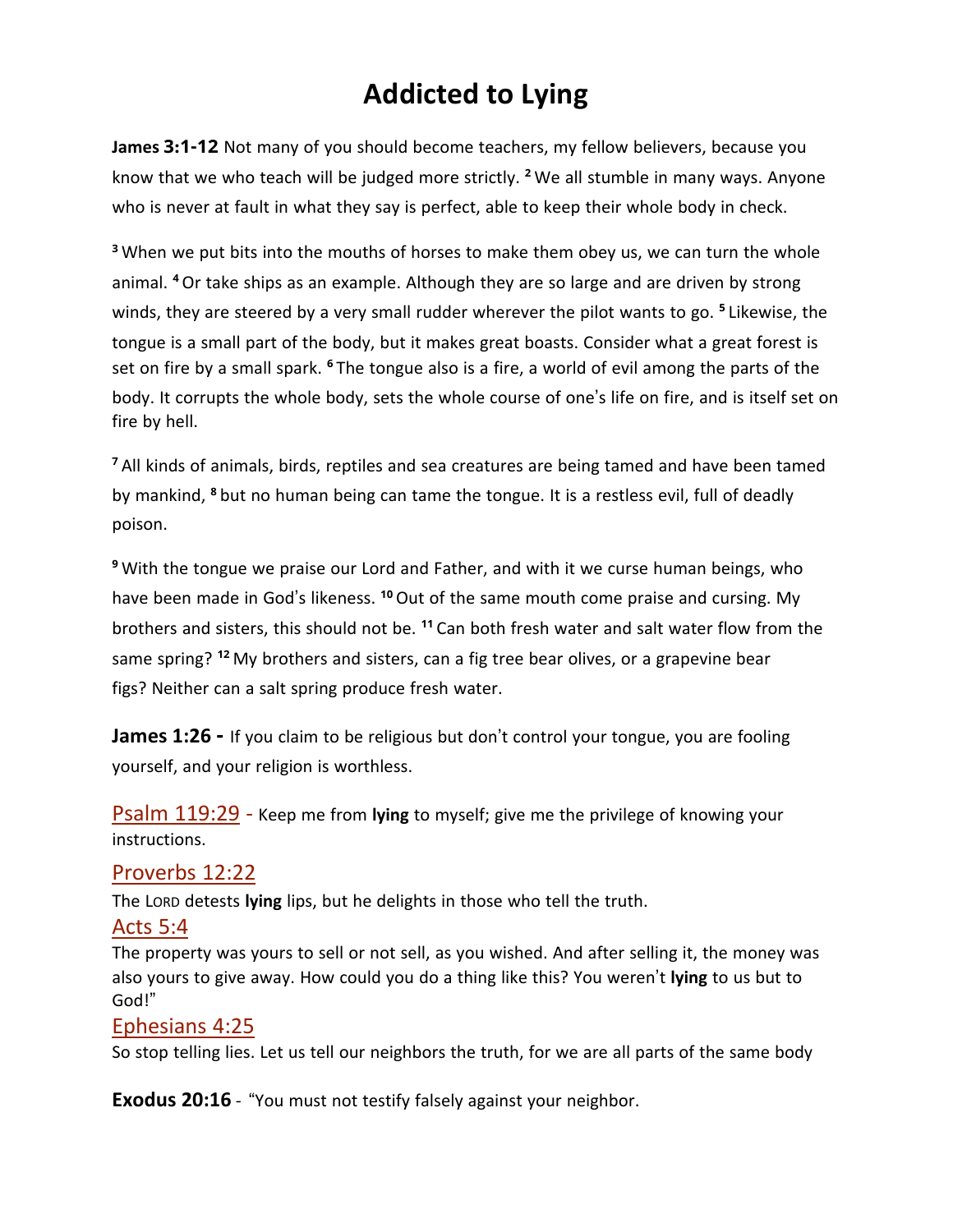# Addicted to Lying

**James 3:1-12** Not many of you should become teachers, my fellow believers, because you know that we who teach will be judged more strictly. [2] We all stumble in many ways. Anyone who is never at fault in what they say is perfect, able to keep their whole body in check.

[3] When we put bits into the mouths of horses to make them obey us, we can turn the whole animal. [4] Or take ships as an example. Although they are so large and are driven by strong winds, they are steered by a very small rudder wherever the pilot wants to go. [5] Likewise, the tongue is a small part of the body, but it makes great boasts. Consider what a great forest is set on fire by a small spark. [6] The tongue also is a fire, a world of evil among the parts of the body. It corrupts the whole body, sets the whole course of one's life on fire, and is itself set on fire by hell.

[7] All kinds of animals, birds, reptiles and sea creatures are being tamed and have been tamed by mankind, [8] but no human being can tame the tongue. It is a restless evil, full of deadly poison.

[9] With the tongue we praise our Lord and Father, and with it we curse human beings, who have been made in God's likeness. [10] Out of the same mouth come praise and cursing. My brothers and sisters, this should not be. [11] Can both fresh water and salt water flow from the same spring? [12] My brothers and sisters, can a fig tree bear olives, or a grapevine bear figs? Neither can a salt spring produce fresh water.

**James 1:26 -** If you claim to be religious but don't control your tongue, you are fooling yourself, and your religion is worthless.

Psalm 119:29 - Keep me from **lying** to myself; give me the privilege of knowing your instructions.

Proverbs 12:22

The LORD detests **lying** lips, but he delights in those who tell the truth.

Acts 5:4

The property was yours to sell or not sell, as you wished. And after selling it, the money was also yours to give away. How could you do a thing like this? You weren't **lying** to us but to God!"

Ephesians 4:25

So stop telling lies. Let us tell our neighbors the truth, for we are all parts of the same body

**Exodus 20:16** - "You must not testify falsely against your neighbor.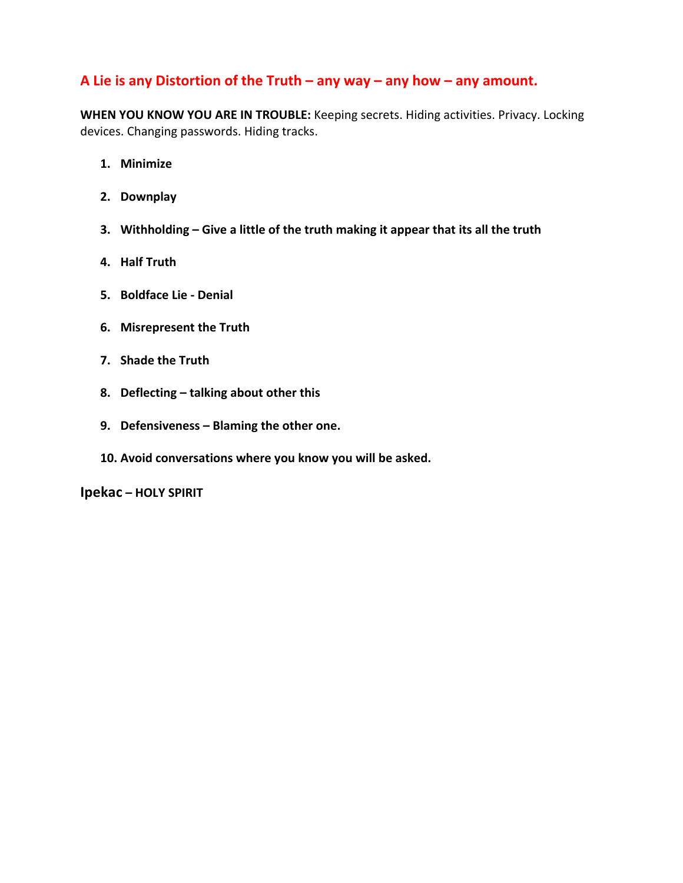## A Lie is any Distortion of the Truth – any way – any how – any amount.

**WHEN YOU KNOW YOU ARE IN TROUBLE:** Keeping secrets. Hiding activities. Privacy. Locking devices. Changing passwords. Hiding tracks.

1. **Minimize**
2. **Downplay**
3. **Withholding – Give a little of the truth making it appear that its all the truth**
4. **Half Truth**
5. **Boldface Lie - Denial**
6. **Misrepresent the Truth**
7. **Shade the Truth**
8. **Deflecting – talking about other this**
9. **Defensiveness – Blaming the other one.**
10. **Avoid conversations where you know you will be asked.**

**Ipekac – HOLY SPIRIT**